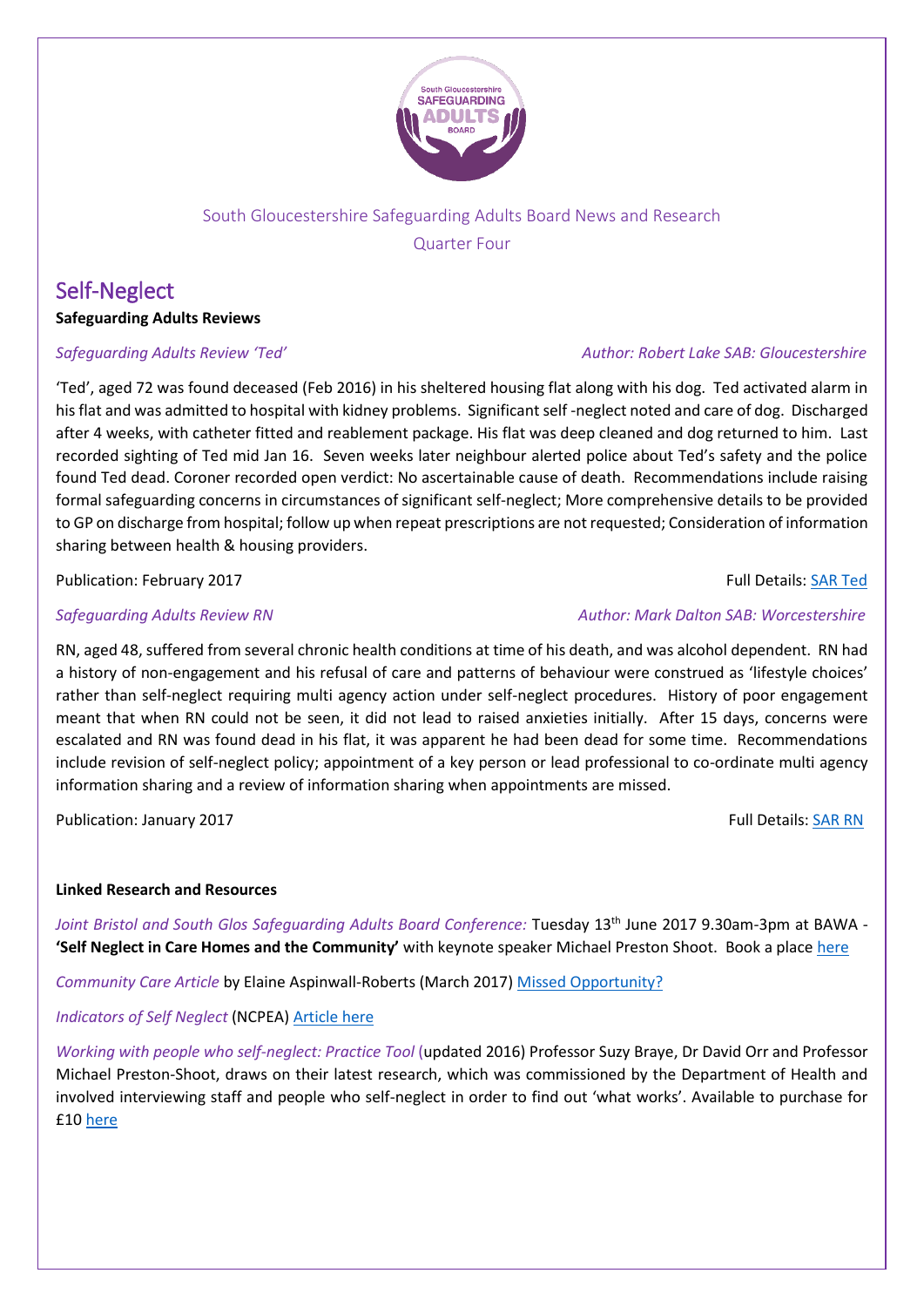South Gloucestershire Safeguarding Adults Board News and Research

Quarter Four

# Self-Neglect

**Safeguarding Adults Reviews**

*Safeguarding Adults Review 'Ted'* *Author: Robert Lake SAB: Gloucestershire*

'Ted', aged 72 was found deceased (Feb 2016) in his sheltered housing flat along with his dog. Ted activated alarm in his flat and was admitted to hospital with kidney problems. Significant self -neglect noted and care of dog. Discharged after 4 weeks, with catheter fitted and reablement package. His flat was deep cleaned and dog returned to him. Last recorded sighting of Ted mid Jan 16. Seven weeks later neighbour alerted police about Ted's safety and the police found Ted dead. Coroner recorded open verdict: No ascertainable cause of death. Recommendations include raising formal safeguarding concerns in circumstances of significant self-neglect; More comprehensive details to be provided to GP on discharge from hospital; follow up when repeat prescriptions are not requested; Consideration of information sharing between health & housing providers.

Publication: February 2017 Full Details: SAR Ted

*Safeguarding Adults Review RN* *Author: Mark Dalton SAB: Worcestershire*

RN, aged 48, suffered from several chronic health conditions at time of his death, and was alcohol dependent. RN had a history of non-engagement and his refusal of care and patterns of behaviour were construed as 'lifestyle choices' rather than self-neglect requiring multi agency action under self-neglect procedures. History of poor engagement meant that when RN could not be seen, it did not lead to raised anxieties initially. After 15 days, concerns were escalated and RN was found dead in his flat, it was apparent he had been dead for some time. Recommendations include revision of self-neglect policy; appointment of a key person or lead professional to co-ordinate multi agency information sharing and a review of information sharing when appointments are missed.

Publication: January 2017 Full Details: SAR RN

**Linked Research and Resources**

*Joint Bristol and South Glos Safeguarding Adults Board Conference:* Tuesday 13th June 2017 9.30am-3pm at BAWA - **'Self Neglect in Care Homes and the Community'** with keynote speaker Michael Preston Shoot. Book a place here

*Community Care Article* by Elaine Aspinwall-Roberts (March 2017) Missed Opportunity?

*Indicators of Self Neglect* (NCPEA) Article here

*Working with people who self-neglect: Practice Tool* (updated 2016) Professor Suzy Braye, Dr David Orr and Professor Michael Preston-Shoot, draws on their latest research, which was commissioned by the Department of Health and involved interviewing staff and people who self-neglect in order to find out 'what works'. Available to purchase for £10 here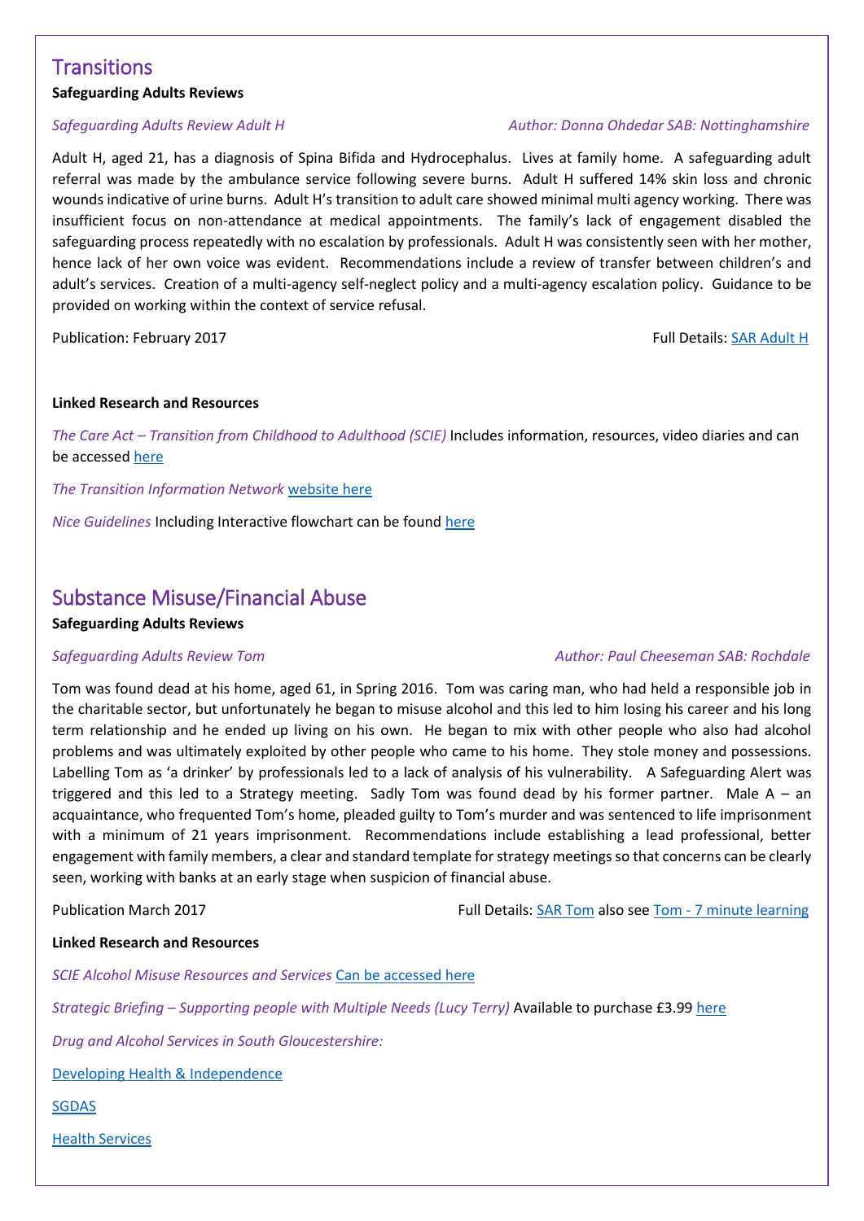## Transitions

**Safeguarding Adults Reviews**

*Safeguarding Adults Review Adult H* *Author: Donna Ohdedar SAB: Nottinghamshire*

Adult H, aged 21, has a diagnosis of Spina Bifida and Hydrocephalus. Lives at family home. A safeguarding adult referral was made by the ambulance service following severe burns. Adult H suffered 14% skin loss and chronic wounds indicative of urine burns. Adult H's transition to adult care showed minimal multi agency working. There was insufficient focus on non-attendance at medical appointments. The family's lack of engagement disabled the safeguarding process repeatedly with no escalation by professionals. Adult H was consistently seen with her mother, hence lack of her own voice was evident. Recommendations include a review of transfer between children's and adult's services. Creation of a multi-agency self-neglect policy and a multi-agency escalation policy. Guidance to be provided on working within the context of service refusal.

Publication: February 2017 Full Details: SAR Adult H

**Linked Research and Resources**

*The Care Act – Transition from Childhood to Adulthood (SCIE)* Includes information, resources, video diaries and can be accessed here

*The Transition Information Network* website here

*Nice Guidelines* Including Interactive flowchart can be found here

## Substance Misuse/Financial Abuse

**Safeguarding Adults Reviews**

*Safeguarding Adults Review Tom* *Author: Paul Cheeseman SAB: Rochdale*

Tom was found dead at his home, aged 61, in Spring 2016. Tom was caring man, who had held a responsible job in the charitable sector, but unfortunately he began to misuse alcohol and this led to him losing his career and his long term relationship and he ended up living on his own. He began to mix with other people who also had alcohol problems and was ultimately exploited by other people who came to his home. They stole money and possessions. Labelling Tom as 'a drinker' by professionals led to a lack of analysis of his vulnerability. A Safeguarding Alert was triggered and this led to a Strategy meeting. Sadly Tom was found dead by his former partner. Male A – an acquaintance, who frequented Tom's home, pleaded guilty to Tom's murder and was sentenced to life imprisonment with a minimum of 21 years imprisonment. Recommendations include establishing a lead professional, better engagement with family members, a clear and standard template for strategy meetings so that concerns can be clearly seen, working with banks at an early stage when suspicion of financial abuse.

Publication March 2017 Full Details: SAR Tom also see Tom - 7 minute learning

**Linked Research and Resources**

*SCIE Alcohol Misuse Resources and Services* Can be accessed here

*Strategic Briefing – Supporting people with Multiple Needs (Lucy Terry)* Available to purchase £3.99 here

*Drug and Alcohol Services in South Gloucestershire:*

Developing Health & Independence

SGDAS

Health Services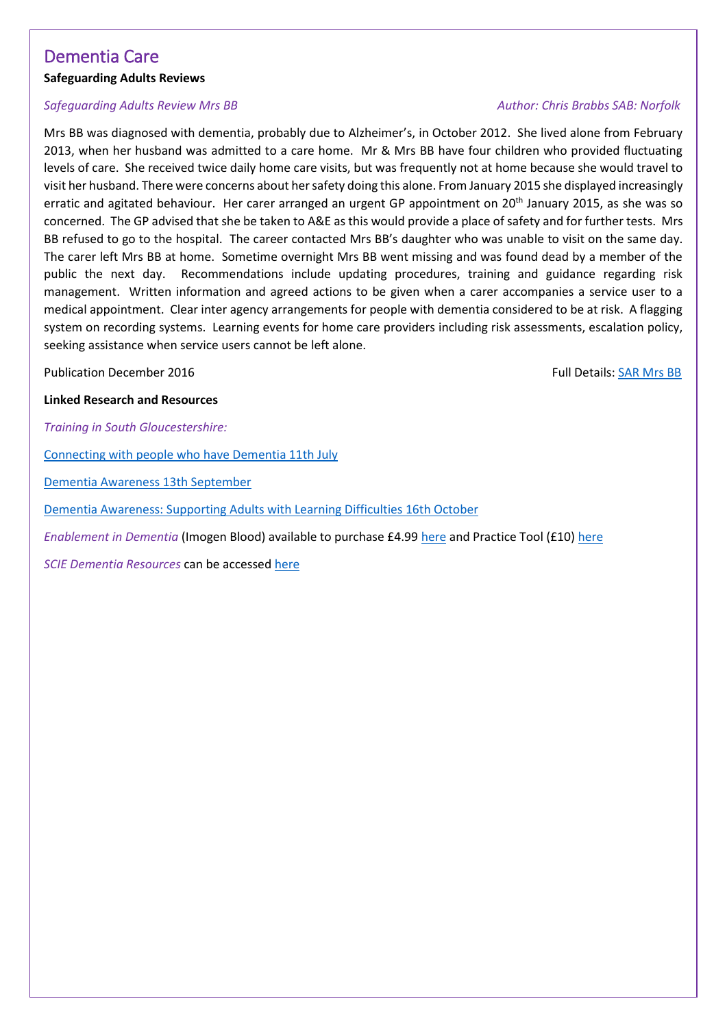# Dementia Care

**Safeguarding Adults Reviews**

*Safeguarding Adults Review Mrs BB* *Author: Chris Brabbs SAB: Norfolk*

Mrs BB was diagnosed with dementia, probably due to Alzheimer's, in October 2012. She lived alone from February 2013, when her husband was admitted to a care home. Mr & Mrs BB have four children who provided fluctuating levels of care. She received twice daily home care visits, but was frequently not at home because she would travel to visit her husband. There were concerns about her safety doing this alone. From January 2015 she displayed increasingly erratic and agitated behaviour. Her carer arranged an urgent GP appointment on 20th January 2015, as she was so concerned. The GP advised that she be taken to A&E as this would provide a place of safety and for further tests. Mrs BB refused to go to the hospital. The career contacted Mrs BB's daughter who was unable to visit on the same day. The carer left Mrs BB at home. Sometime overnight Mrs BB went missing and was found dead by a member of the public the next day. Recommendations include updating procedures, training and guidance regarding risk management. Written information and agreed actions to be given when a carer accompanies a service user to a medical appointment. Clear inter agency arrangements for people with dementia considered to be at risk. A flagging system on recording systems. Learning events for home care providers including risk assessments, escalation policy, seeking assistance when service users cannot be left alone.

Publication December 2016 Full Details: SAR Mrs BB

**Linked Research and Resources**

*Training in South Gloucestershire:*

Connecting with people who have Dementia 11th July

Dementia Awareness 13th September

Dementia Awareness: Supporting Adults with Learning Difficulties 16th October

*Enablement in Dementia* (Imogen Blood) available to purchase £4.99 here and Practice Tool (£10) here

*SCIE Dementia Resources* can be accessed here